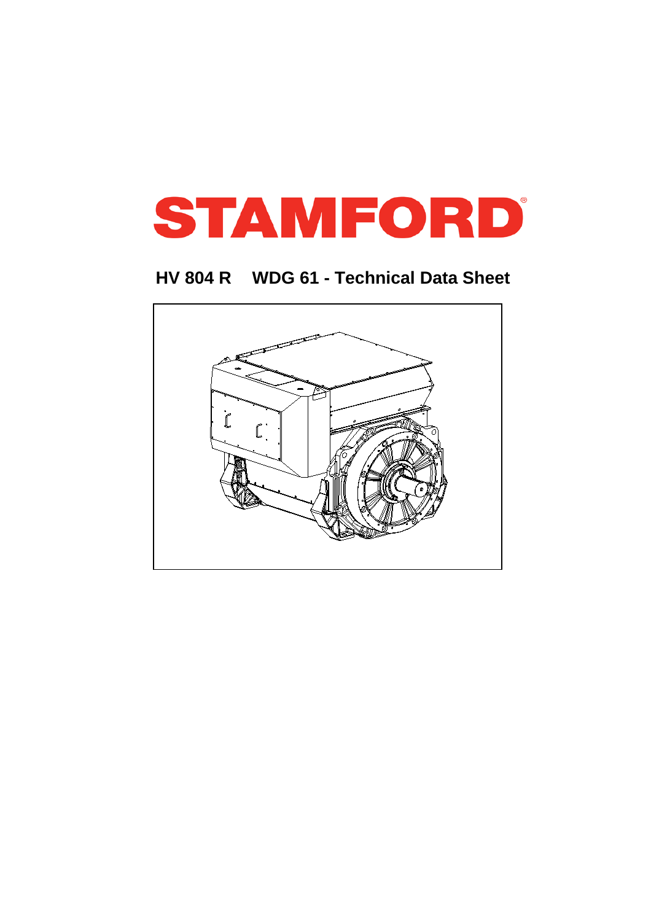# STAMFORD®

## HV 804 R WDG 61 - Technical Data Sheet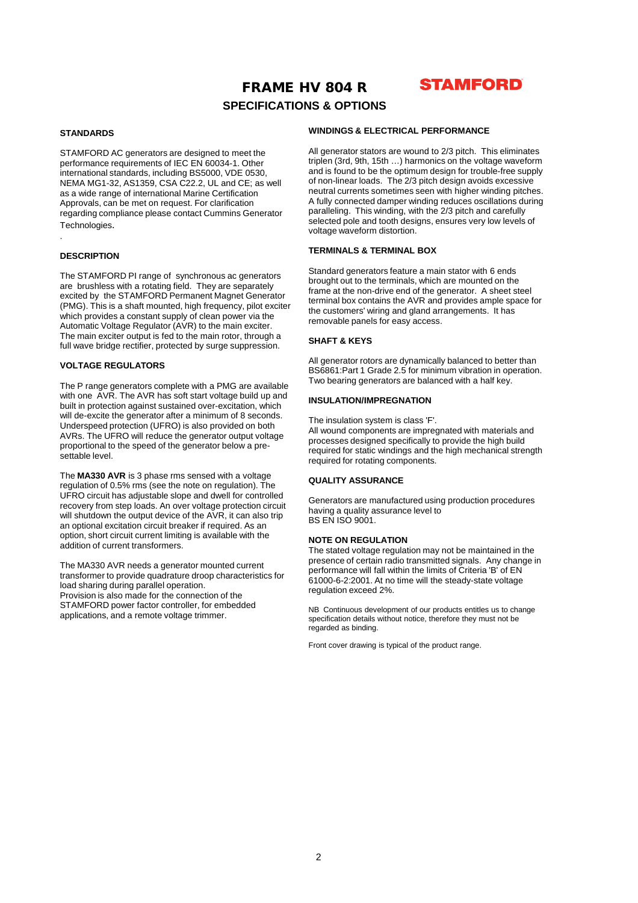# FRAME HV 804 R

STAMFORD

## SPECIFICATIONS & OPTIONS

### STANDARDS

STAMFORD AC generators are designed to meet the performance requirements of IEC EN 60034-1. Other international standards, including BS5000, VDE 0530, NEMA MG1-32, AS1359, CSA C22.2, UL and CE; as well as a wide range of international Marine Certification Approvals, can be met on request. For clarification regarding compliance please contact Cummins Generator Technologies.

.

### DESCRIPTION

The STAMFORD PI range of synchronous ac generators are brushless with a rotating field. They are separately excited by the STAMFORD Permanent Magnet Generator (PMG). This is a shaft mounted, high frequency, pilot exciter which provides a constant supply of clean power via the Automatic Voltage Regulator (AVR) to the main exciter. The main exciter output is fed to the main rotor, through a full wave bridge rectifier, protected by surge suppression.

### VOLTAGE REGULATORS

The P range generators complete with a PMG are available with one AVR. The AVR has soft start voltage build up and built in protection against sustained over-excitation, which will de-excite the generator after a minimum of 8 seconds. Underspeed protection (UFRO) is also provided on both AVRs. The UFRO will reduce the generator output voltage proportional to the speed of the generator below a pre-settable level.

The **MA330 AVR** is 3 phase rms sensed with a voltage regulation of 0.5% rms (see the note on regulation). The UFRO circuit has adjustable slope and dwell for controlled recovery from step loads. An over voltage protection circuit will shutdown the output device of the AVR, it can also trip an optional excitation circuit breaker if required. As an option, short circuit current limiting is available with the addition of current transformers.

The MA330 AVR needs a generator mounted current transformer to provide quadrature droop characteristics for load sharing during parallel operation.
Provision is also made for the connection of the STAMFORD power factor controller, for embedded applications, and a remote voltage trimmer.

### WINDINGS & ELECTRICAL PERFORMANCE

All generator stators are wound to 2/3 pitch. This eliminates triplen (3rd, 9th, 15th …) harmonics on the voltage waveform and is found to be the optimum design for trouble-free supply of non-linear loads. The 2/3 pitch design avoids excessive neutral currents sometimes seen with higher winding pitches. A fully connected damper winding reduces oscillations during paralleling. This winding, with the 2/3 pitch and carefully selected pole and tooth designs, ensures very low levels of voltage waveform distortion.

### TERMINALS & TERMINAL BOX

Standard generators feature a main stator with 6 ends brought out to the terminals, which are mounted on the frame at the non-drive end of the generator. A sheet steel terminal box contains the AVR and provides ample space for the customers' wiring and gland arrangements. It has removable panels for easy access.

### SHAFT & KEYS

All generator rotors are dynamically balanced to better than BS6861:Part 1 Grade 2.5 for minimum vibration in operation. Two bearing generators are balanced with a half key.

### INSULATION/IMPREGNATION

The insulation system is class 'F'.
All wound components are impregnated with materials and processes designed specifically to provide the high build required for static windings and the high mechanical strength required for rotating components.

### QUALITY ASSURANCE

Generators are manufactured using production procedures having a quality assurance level to
BS EN ISO 9001.

### NOTE ON REGULATION

The stated voltage regulation may not be maintained in the presence of certain radio transmitted signals. Any change in performance will fall within the limits of Criteria 'B' of EN 61000-6-2:2001. At no time will the steady-state voltage regulation exceed 2%.

NB Continuous development of our products entitles us to change specification details without notice, therefore they must not be regarded as binding.

Front cover drawing is typical of the product range.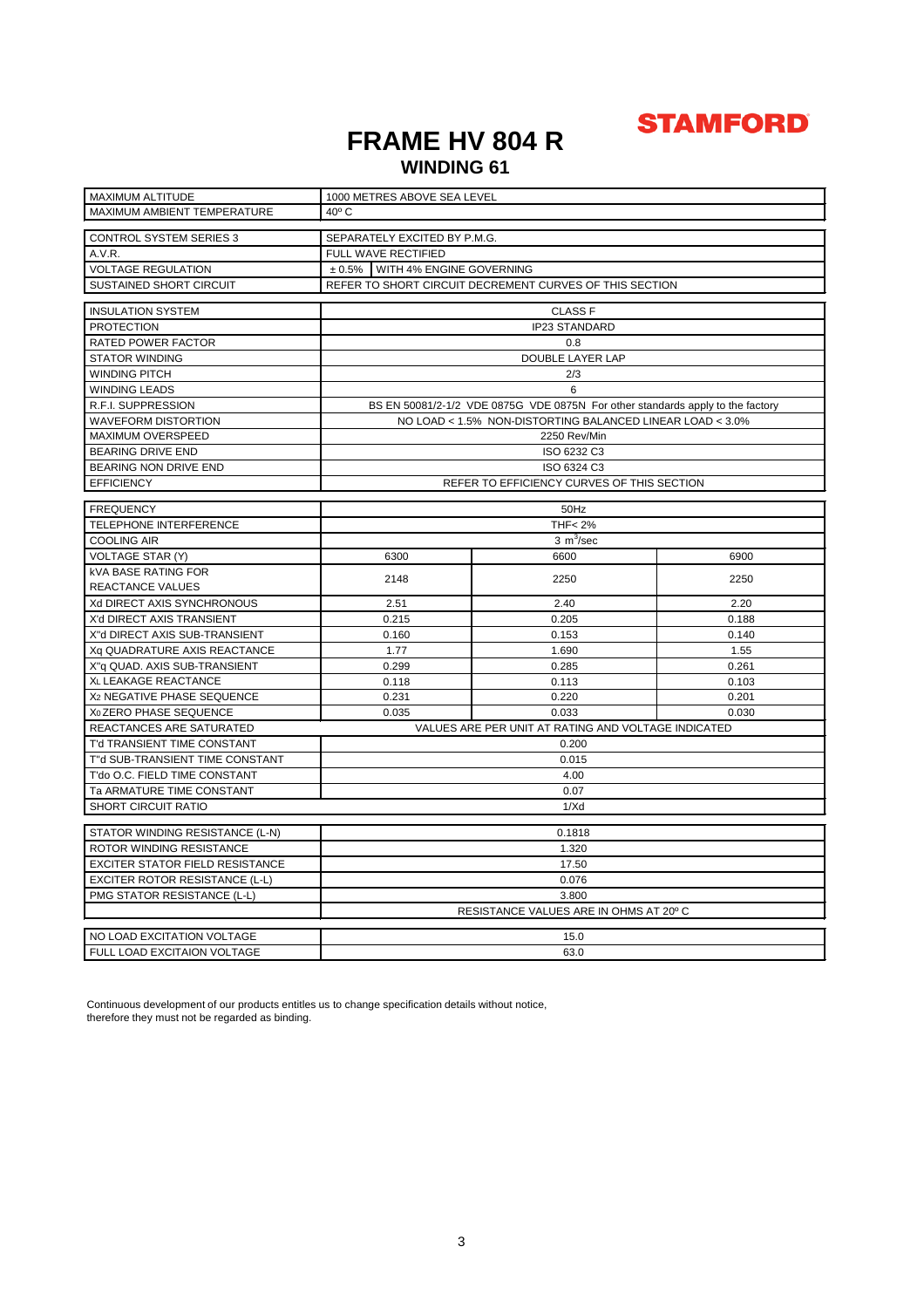**STAMFORD**

# FRAME HV 804 R

## WINDING 61

| | | | |
|---|---|---|---|
| MAXIMUM ALTITUDE | 1000 METRES ABOVE SEA LEVEL | | |
| MAXIMUM AMBIENT TEMPERATURE | 40º C | | |

| | | | |
|---|---|---|---|
| CONTROL SYSTEM SERIES 3 | SEPARATELY EXCITED BY P.M.G. | | |
| A.V.R. | FULL WAVE RECTIFIED | | |
| VOLTAGE REGULATION | ± 0.5% | WITH 4% ENGINE GOVERNING | |
| SUSTAINED SHORT CIRCUIT | REFER TO SHORT CIRCUIT DECREMENT CURVES OF THIS SECTION | | |

| | |
|---|---|
| INSULATION SYSTEM | CLASS F |
| PROTECTION | IP23 STANDARD |
| RATED POWER FACTOR | 0.8 |
| STATOR WINDING | DOUBLE LAYER LAP |
| WINDING PITCH | 2/3 |
| WINDING LEADS | 6 |
| R.F.I. SUPPRESSION | BS EN 50081/2-1/2 VDE 0875G VDE 0875N For other standards apply to the factory |
| WAVEFORM DISTORTION | NO LOAD < 1.5% NON-DISTORTING BALANCED LINEAR LOAD < 3.0% |
| MAXIMUM OVERSPEED | 2250 Rev/Min |
| BEARING DRIVE END | ISO 6232 C3 |
| BEARING NON DRIVE END | ISO 6324 C3 |
| EFFICIENCY | REFER TO EFFICIENCY CURVES OF THIS SECTION |

| | | | |
|---|---|---|---|
| FREQUENCY | 50Hz | | |
| TELEPHONE INTERFERENCE | THF< 2% | | |
| COOLING AIR | 3 $m^3$/sec | | |
| VOLTAGE STAR (Y) | 6300 | 6600 | 6900 |
| kVA BASE RATING FOR REACTANCE VALUES | 2148 | 2250 | 2250 |
| Xd DIRECT AXIS SYNCHRONOUS | 2.51 | 2.40 | 2.20 |
| X'd DIRECT AXIS TRANSIENT | 0.215 | 0.205 | 0.188 |
| X''d DIRECT AXIS SUB-TRANSIENT | 0.160 | 0.153 | 0.140 |
| Xq QUADRATURE AXIS REACTANCE | 1.77 | 1.690 | 1.55 |
| X''q QUAD. AXIS SUB-TRANSIENT | 0.299 | 0.285 | 0.261 |
| XL LEAKAGE REACTANCE | 0.118 | 0.113 | 0.103 |
| $X_2$ NEGATIVE PHASE SEQUENCE | 0.231 | 0.220 | 0.201 |
| $X_0$ ZERO PHASE SEQUENCE | 0.035 | 0.033 | 0.030 |
| REACTANCES ARE SATURATED | VALUES ARE PER UNIT AT RATING AND VOLTAGE INDICATED | | |
| T'd TRANSIENT TIME CONSTANT | 0.200 | | |
| T''d SUB-TRANSIENT TIME CONSTANT | 0.015 | | |
| T'do O.C. FIELD TIME CONSTANT | 4.00 | | |
| Ta ARMATURE TIME CONSTANT | 0.07 | | |
| SHORT CIRCUIT RATIO | 1/Xd | | |

| | |
|---|---|
| STATOR WINDING RESISTANCE (L-N) | 0.1818 |
| ROTOR WINDING RESISTANCE | 1.320 |
| EXCITER STATOR FIELD RESISTANCE | 17.50 |
| EXCITER ROTOR RESISTANCE (L-L) | 0.076 |
| PMG STATOR RESISTANCE (L-L) | 3.800 |
| | RESISTANCE VALUES ARE IN OHMS AT 20º C |

| | |
|---|---|
| NO LOAD EXCITATION VOLTAGE | 15.0 |
| FULL LOAD EXCITAION VOLTAGE | 63.0 |

Continuous development of our products entitles us to change specification details without notice, therefore they must not be regarded as binding.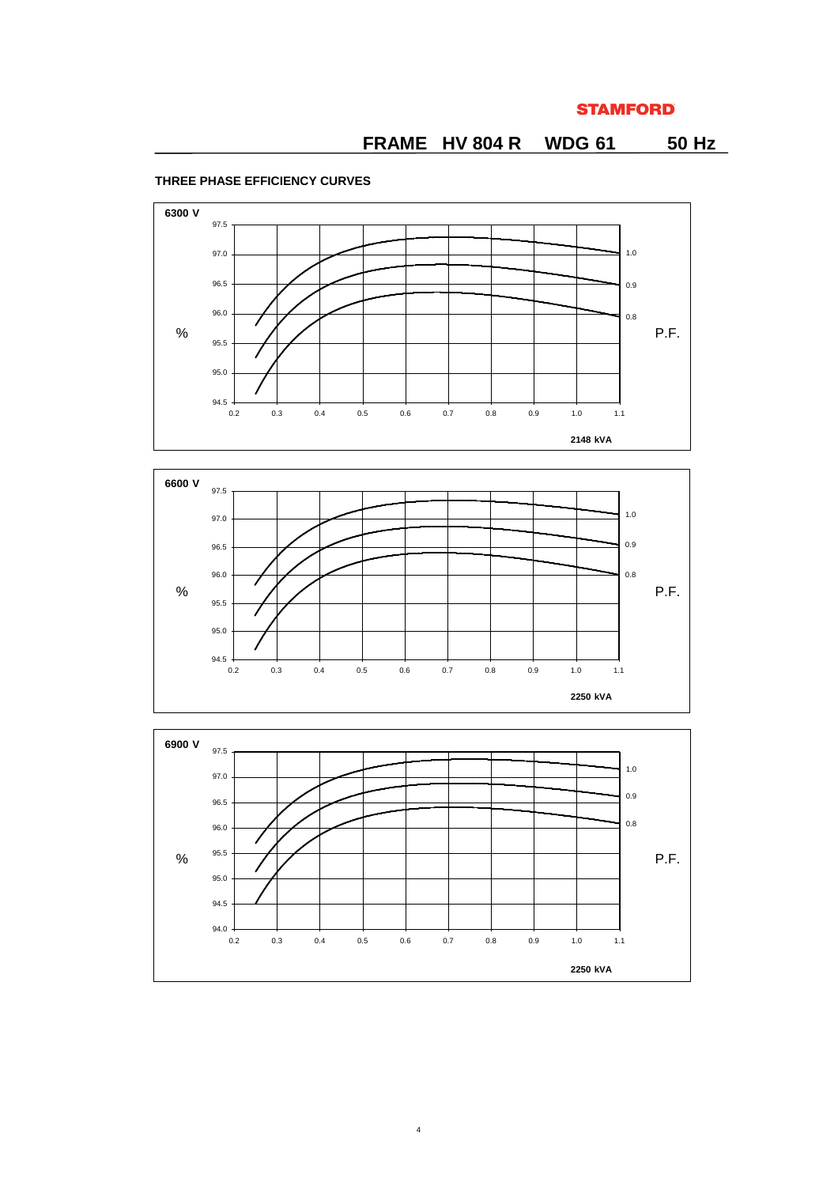**STAMFORD**

## FRAME HV 804 R WDG 61 50 Hz

### THREE PHASE EFFICIENCY CURVES

**6300 V**

% (y-axis: 94.5 – 97.5) vs. per-unit load (x-axis: 0.2 – 1.1), P.F. curves: 1.0, 0.9, 0.8

**2148 kVA**

**6600 V**

% (y-axis: 94.5 – 97.5) vs. per-unit load (x-axis: 0.2 – 1.1), P.F. curves: 1.0, 0.9, 0.8

**2250 kVA**

**6900 V**

% (y-axis: 94.0 – 97.5) vs. per-unit load (x-axis: 0.2 – 1.1), P.F. curves: 1.0, 0.9, 0.8

**2250 kVA**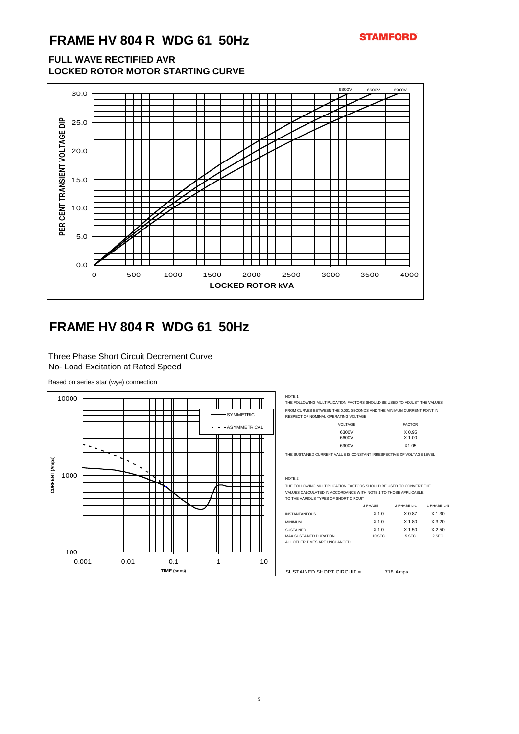# FRAME HV 804 R WDG 61 50Hz

**STAMFORD**

### FULL WAVE RECTIFIED AVR
### LOCKED ROTOR MOTOR STARTING CURVE

# FRAME HV 804 R WDG 61 50Hz

Three Phase Short Circuit Decrement Curve
No- Load Excitation at Rated Speed

Based on series star (wye) connection

NOTE 1

THE FOLLOWING MULTIPLICATION FACTORS SHOULD BE USED TO ADJUST THE VALUES FROM CURVES BETWEEN THE 0.001 SECONDS AND THE MINIMUM CURRENT POINT IN RESPECT OF NOMINAL OPERATING VOLTAGE

| VOLTAGE | FACTOR |
|---|---|
| 6300V | X 0.95 |
| 6600V | X 1.00 |
| 6900V | X1.05 |

THE SUSTAINED CURRENT VALUE IS CONSTANT IRRESPECTIVE OF VOLTAGE LEVEL

NOTE 2

THE FOLLOWING MULTIPLICATION FACTORS SHOULD BE USED TO CONVERT THE VALUES CALCULATED IN ACCORDANCE WITH NOTE 1 TO THOSE APPLICABLE TO THE VARIOUS TYPES OF SHORT CIRCUIT

| | 3 PHASE | 2 PHASE L-L | 1 PHASE L-N |
|---|---|---|---|
| INSTANTANEOUS | X 1.0 | X 0.87 | X 1.30 |
| MINIMUM | X 1.0 | X 1.80 | X 3.20 |
| SUSTAINED | X 1.0 | X 1.50 | X 2.50 |
| MAX SUSTAINED DURATION | 10 SEC | 5 SEC | 2 SEC |

ALL OTHER TIMES ARE UNCHANGED

SUSTAINED SHORT CIRCUIT = 718 Amps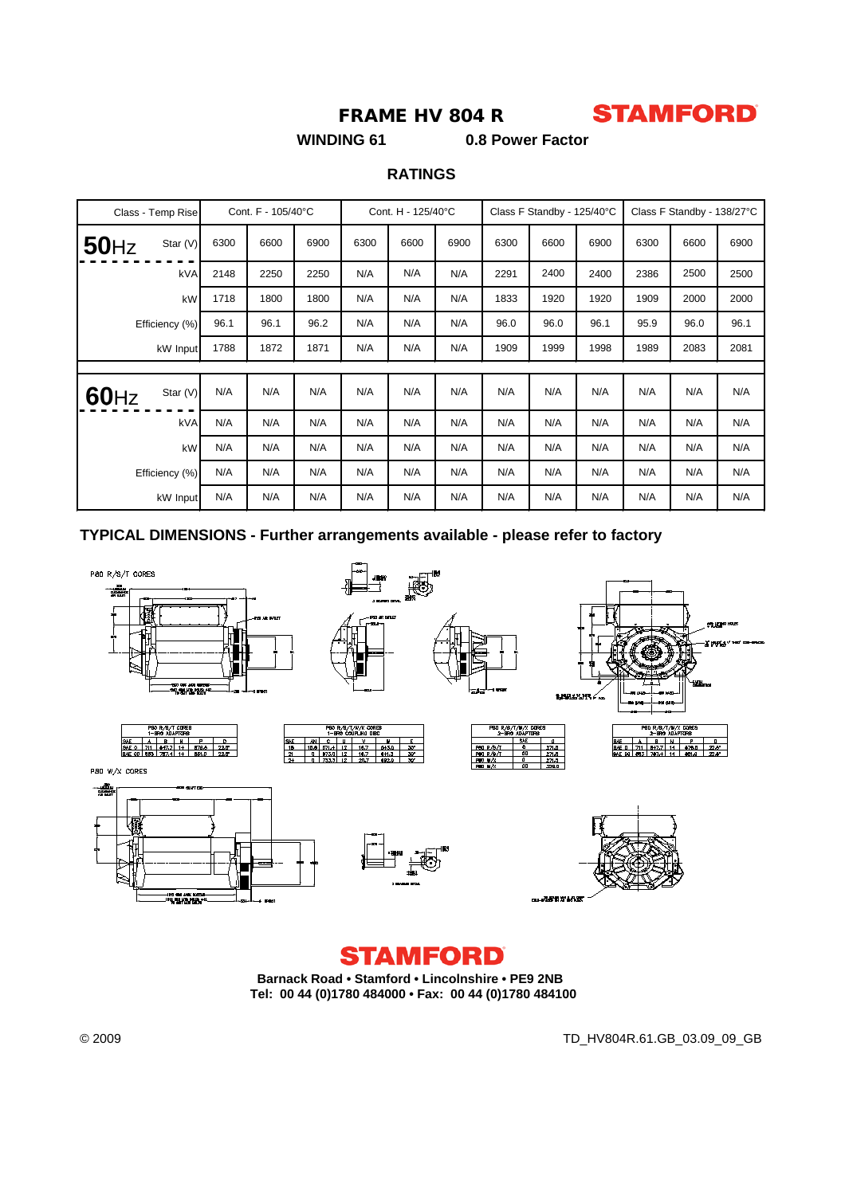# FRAME HV 804 R

**STAMFORD**

**WINDING 61** **0.8 Power Factor**

## RATINGS

| Class - Temp Rise | Cont. F - 105/40°C | | | Cont. H - 125/40°C | | | Class F Standby - 125/40°C | | | Class F Standby - 138/27°C | | |
|---|---|---|---|---|---|---|---|---|---|---|---|---|
| **50Hz** Star (V) | 6300 | 6600 | 6900 | 6300 | 6600 | 6900 | 6300 | 6600 | 6900 | 6300 | 6600 | 6900 |
| kVA | 2148 | 2250 | 2250 | N/A | N/A | N/A | 2291 | 2400 | 2400 | 2386 | 2500 | 2500 |
| kW | 1718 | 1800 | 1800 | N/A | N/A | N/A | 1833 | 1920 | 1920 | 1909 | 2000 | 2000 |
| Efficiency (%) | 96.1 | 96.1 | 96.2 | N/A | N/A | N/A | 96.0 | 96.0 | 96.1 | 95.9 | 96.0 | 96.1 |
| kW Input | 1788 | 1872 | 1871 | N/A | N/A | N/A | 1909 | 1999 | 1998 | 1989 | 2083 | 2081 |
| **60Hz** Star (V) | N/A | N/A | N/A | N/A | N/A | N/A | N/A | N/A | N/A | N/A | N/A | N/A |
| kVA | N/A | N/A | N/A | N/A | N/A | N/A | N/A | N/A | N/A | N/A | N/A | N/A |
| kW | N/A | N/A | N/A | N/A | N/A | N/A | N/A | N/A | N/A | N/A | N/A | N/A |
| Efficiency (%) | N/A | N/A | N/A | N/A | N/A | N/A | N/A | N/A | N/A | N/A | N/A | N/A |
| kW Input | N/A | N/A | N/A | N/A | N/A | N/A | N/A | N/A | N/A | N/A | N/A | N/A |

## TYPICAL DIMENSIONS - Further arrangements available - please refer to factory

P80 R/S/T CORES

P80 W/X CORES

**STAMFORD**

**Barnack Road • Stamford • Lincolnshire • PE9 2NB**
**Tel: 00 44 (0)1780 484000 • Fax: 00 44 (0)1780 484100**

© 2009

TD_HV804R.61.GB_03.09_09_GB